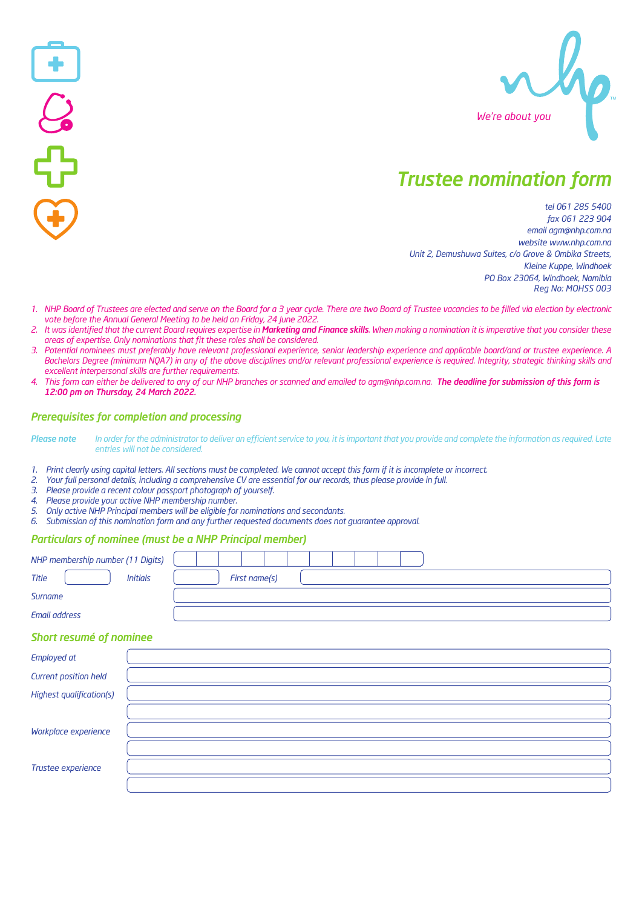We're about you

# Trustee nomination form

tel 061 285 5400
fax 061 223 904
email agm@nhp.com.na
website www.nhp.com.na
Unit 2, Demushuwa Suites, c/o Grove & Ombika Streets,
Kleine Kuppe, Windhoek
PO Box 23064, Windhoek, Namibia
Reg No: MOHSS 003

1. NHP Board of Trustees are elected and serve on the Board for a 3 year cycle. There are two Board of Trustee vacancies to be filled via election by electronic vote before the Annual General Meeting to be held on Friday, 24 June 2022.
2. It was identified that the current Board requires expertise in **Marketing and Finance skills**. When making a nomination it is imperative that you consider these areas of expertise. Only nominations that fit these roles shall be considered.
3. Potential nominees must preferably have relevant professional experience, senior leadership experience and applicable board/and or trustee experience. A Bachelors Degree (minimum NQA7) in any of the above disciplines and/or relevant professional experience is required. Integrity, strategic thinking skills and excellent interpersonal skills are further requirements.
4. This form can either be delivered to any of our NHP branches or scanned and emailed to agm@nhp.com.na. **The deadline for submission of this form is 12:00 pm on Thursday, 24 March 2022.**

## Prerequisites for completion and processing

**Please note** In order for the administrator to deliver an efficient service to you, it is important that you provide and complete the information as required. Late entries will not be considered.

1. Print clearly using capital letters. All sections must be completed. We cannot accept this form if it is incomplete or incorrect.
2. Your full personal details, including a comprehensive CV are essential for our records, thus please provide in full.
3. Please provide a recent colour passport photograph of yourself.
4. Please provide your active NHP membership number.
5. Only active NHP Principal members will be eligible for nominations and secondants.
6. Submission of this nomination form and any further requested documents does not guarantee approval.

## Particulars of nominee (must be a NHP Principal member)

NHP membership number (11 Digits) | | | | | | | | | | | |

Title ____ Initials ____ First name(s) ____________________

Surname ____________________

Email address ____________________

## Short resumé of nominee

Employed at ____________________

Current position held ____________________

Highest qualification(s) ____________________

____________________

Workplace experience ____________________

____________________

Trustee experience ____________________

____________________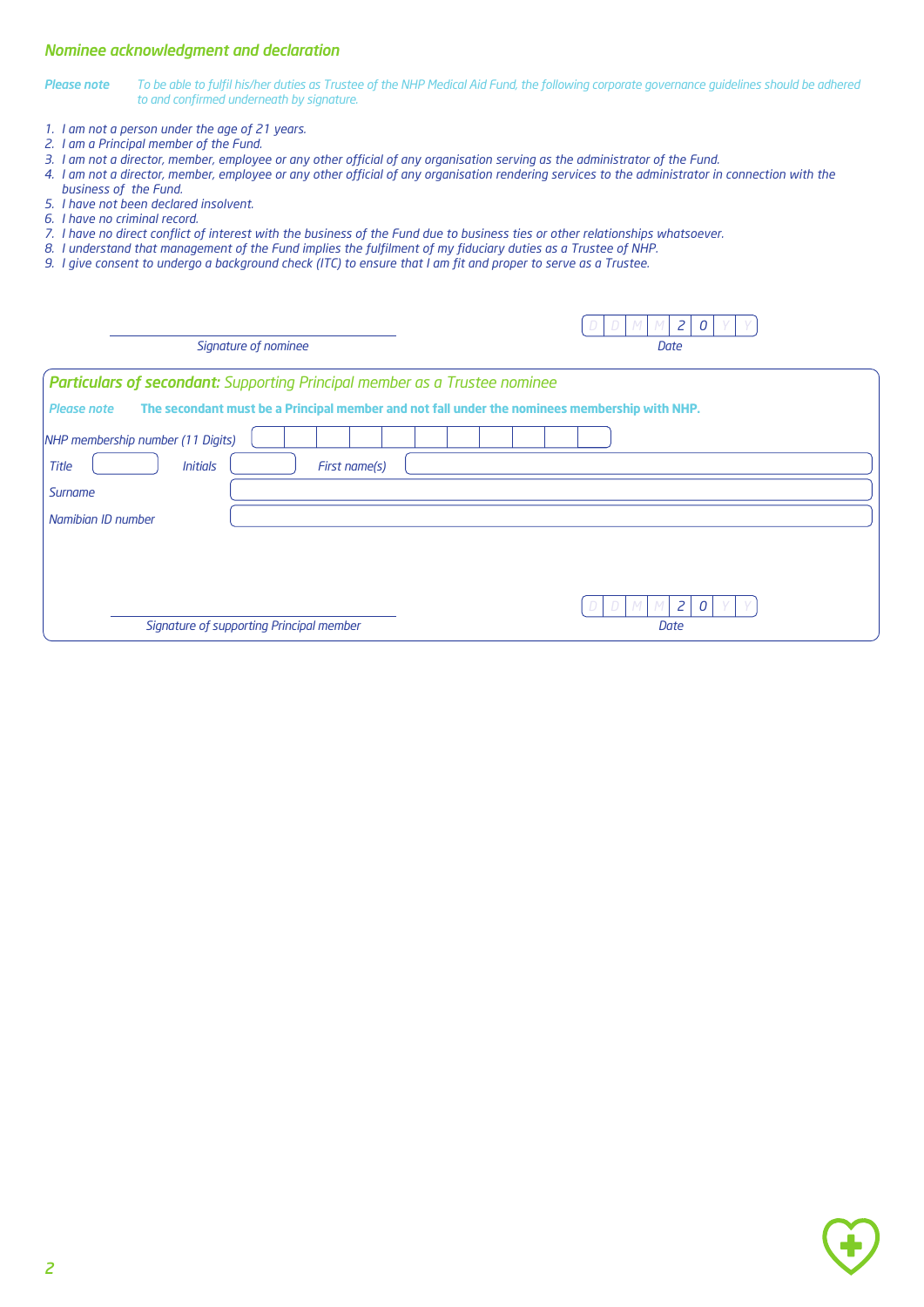## *Nominee acknowledgment and declaration*

***Please note*** *To be able to fulfil his/her duties as Trustee of the NHP Medical Aid Fund, the following corporate governance guidelines should be adhered to and confirmed underneath by signature.*

1. *I am not a person under the age of 21 years.*
2. *I am a Principal member of the Fund.*
3. *I am not a director, member, employee or any other official of any organisation serving as the administrator of the Fund.*
4. *I am not a director, member, employee or any other official of any organisation rendering services to the administrator in connection with the business of the Fund.*
5. *I have not been declared insolvent.*
6. *I have no criminal record.*
7. *I have no direct conflict of interest with the business of the Fund due to business ties or other relationships whatsoever.*
8. *I understand that management of the Fund implies the fulfilment of my fiduciary duties as a Trustee of NHP.*
9. *I give consent to undergo a background check (ITC) to ensure that I am fit and proper to serve as a Trustee.*

_______________________________
*Signature of nominee*

D D M M 2 0 Y Y
*Date*

### ***Particulars of secondant:*** *Supporting Principal member as a Trustee nominee*

***Please note*** **The secondant must be a Principal member and not fall under the nominees membership with NHP.**

*NHP membership number (11 Digits)* ___________

*Title* ______ *Initials* ______ *First name(s)* ______________________

*Surname* ______________________

*Namibian ID number* ______________________

_______________________________
*Signature of supporting Principal member*

D D M M 2 0 Y Y
*Date*